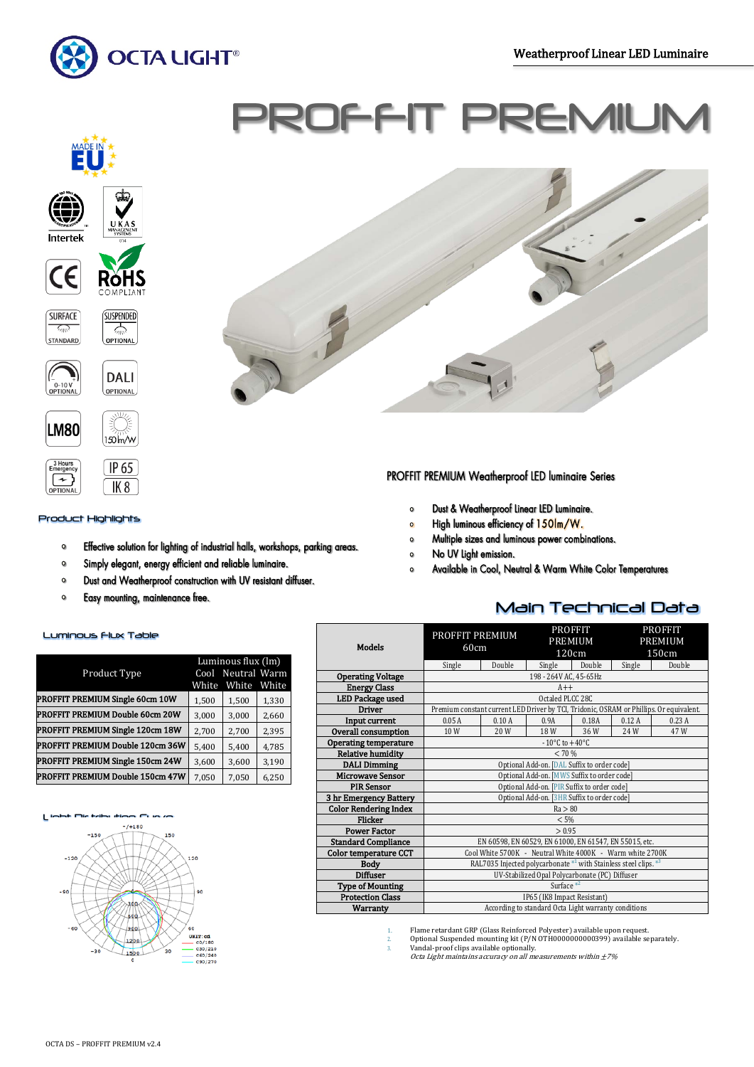# PROFFIT PREMIUM

Weatherproof Linear LED Luminaire

MADE IN EU

SURFACE STANDARD · SUSPENDED OPTIONAL · 0-10V OPTIONAL · DALI OPTIONAL · LM80 · 150lm/W · 3 Hours Emergency OPTIONAL · IP 65 · IK 8

## PROFFIT PREMIUM Weatherproof LED luminaire Series

- Dust & Weatherproof Linear LED Luminaire.
- High luminous efficiency of 150lm/W.
- Multiple sizes and luminous power combinations.
- No UV light emission.
- Available in Cool, Neutral & Warm White Color Temperatures

## Product Highlights

- Effective solution for lighting of industrial halls, workshops, parking areas.
- Simply elegant, energy efficient and reliable luminaire.
- Dust and Weatherproof construction with UV resistant diffuser.
- Easy mounting, maintenance free.

## Luminous Flux Table

| Product Type | Luminous flux (lm) Cool White | Neutral White | Warm White |
|---|---|---|---|
| PROFFIT PREMIUM Single 60cm 10W | 1,500 | 1,500 | 1,330 |
| PROFFIT PREMIUM Double 60cm 20W | 3,000 | 3,000 | 2,660 |
| PROFFIT PREMIUM Single 120cm 18W | 2,700 | 2,700 | 2,395 |
| PROFFIT PREMIUM Double 120cm 36W | 5,400 | 5,400 | 4,785 |
| PROFFIT PREMIUM Single 150cm 24W | 3,600 | 3,600 | 3,190 |
| PROFFIT PREMIUM Double 150cm 47W | 7,050 | 7,050 | 6,250 |

## Light Distribution Curve

UNIT: cd — C0/180, C30/210, C60/240, C90/270

## Main Technical Data

| Models | PROFFIT PREMIUM 60cm | | PROFFIT PREMIUM 120cm | | PROFFIT PREMIUM 150cm | |
|---|---|---|---|---|---|---|
| | Single | Double | Single | Double | Single | Double |
| Operating Voltage | 198 - 264V AC, 45-65Hz | | | | | |
| Energy Class | A++ | | | | | |
| LED Package used | Octaled PLCC 28C | | | | | |
| Driver | Premium constant current LED Driver by TCI, Tridonic, OSRAM or Phillips. Or equivalent. | | | | | |
| Input current | 0.05 A | 0.10 A | 0.9A | 0.18A | 0.12 A | 0.23 A |
| Overall consumption | 10 W | 20 W | 18 W | 36 W | 24 W | 47 W |
| Operating temperature | -10°C to +40°C | | | | | |
| Relative humidity | < 70 % | | | | | |
| DALI Dimming | Optional Add-on. [DAL Suffix to order code] | | | | | |
| Microwave Sensor | Optional Add-on. [MWS Suffix to order code] | | | | | |
| PIR Sensor | Optional Add-on. [PIR Suffix to order code] | | | | | |
| 3 hr Emergency Battery | Optional Add-on. [3HR Suffix to order code] | | | | | |
| Color Rendering Index | Ra > 80 | | | | | |
| Flicker | < 5% | | | | | |
| Power Factor | > 0.95 | | | | | |
| Standard Compliance | EN 60598, EN 60529, EN 61000, EN 61547, EN 55015, etc. | | | | | |
| Color temperature CCT | Cool White 5700K - Neutral White 4000K - Warm white 2700K | | | | | |
| Body | RAL7035 Injected polycarbonate [1] with Stainless steel clips. [3] | | | | | |
| Diffuser | UV-Stabilized Opal Polycarbonate (PC) Diffuser | | | | | |
| Type of Mounting | Surface [2] | | | | | |
| Protection Class | IP65 (IK8 Impact Resistant) | | | | | |
| Warranty | According to standard Octa Light warranty conditions | | | | | |

1. Flame retardant GRP (Glass Reinforced Polyester) available upon request.
2. Optional Suspended mounting kit (P/N OTH0000000000399) available separately.
3. Vandal-proof clips available optionally.

*Octa Light maintains accuracy on all measurements within ±7%*

OCTA DS – PROFFIT PREMIUM v2.4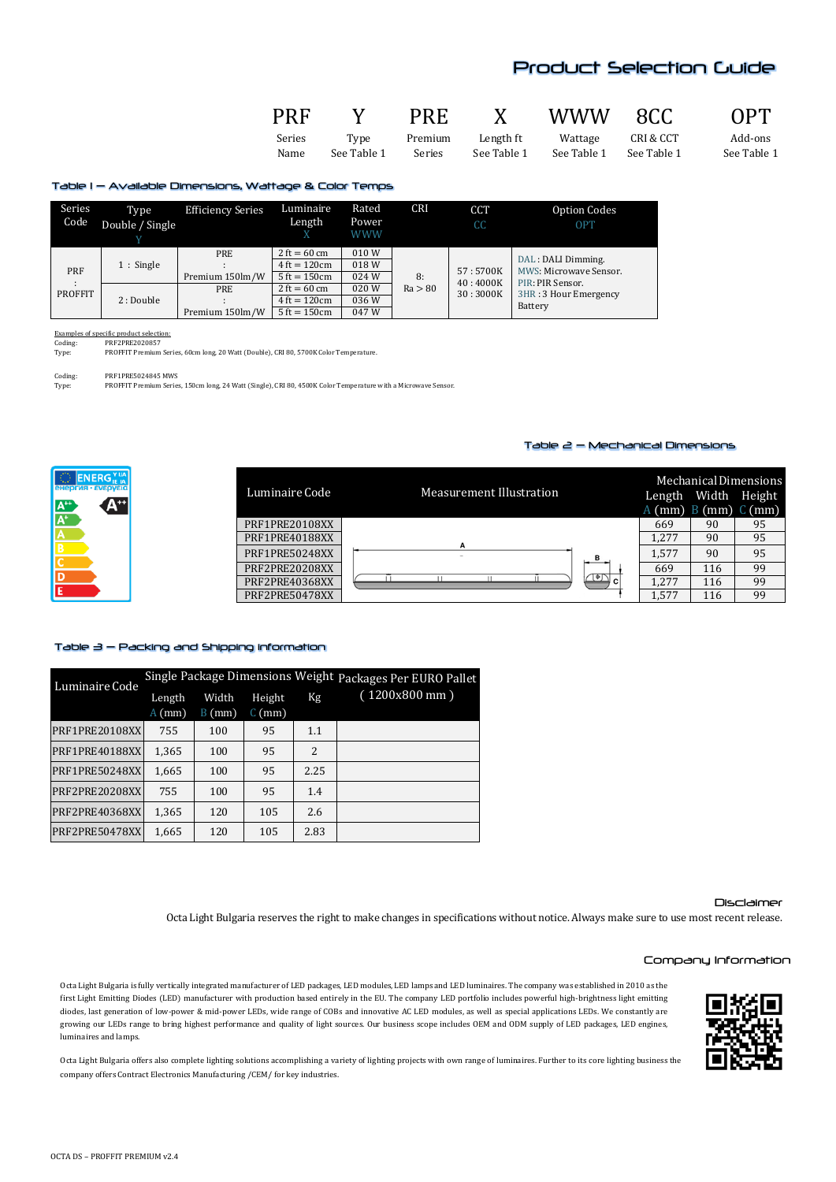# Product Selection Guide

| PRF | Y | PRE | X | WWW | 8CC | OPT |
|---|---|---|---|---|---|---|
| Series Name | Type See Table 1 | Premium Series | Length ft See Table 1 | Wattage See Table 1 | CRI & CCT See Table 1 | Add-ons See Table 1 |

## Table 1 – Available Dimensions, Wattage & Color Temps

| Series Code | Type Double / Single Y | Efficiency Series | Luminaire Length X | Rated Power WWW | CRI | CCT CC | Option Codes OPT |
|---|---|---|---|---|---|---|---|
| PRF : PROFFIT | 1 : Single | PRE : Premium 150lm/W | 2 ft = 60 cm | 010 W | 8: Ra > 80 | 57 : 5700K 40 : 4000K 30 : 3000K | DAL : DALI Dimming. MWS: Microwave Sensor. PIR: PIR Sensor. 3HR : 3 Hour Emergency Battery |
| | | | 4 ft = 120cm | 018 W | | | |
| | | | 5 ft = 150cm | 024 W | | | |
| | 2 : Double | PRE : Premium 150lm/W | 2 ft = 60 cm | 020 W | | | |
| | | | 4 ft = 120cm | 036 W | | | |
| | | | 5 ft = 150cm | 047 W | | | |

Examples of specific product selection:
Coding: PRF2PRE2020857
Type: PROFFIT Premium Series, 60cm long, 20 Watt (Double), CRI 80, 5700K Color Temperature.

Coding: PRF1PRE5024845 MWS
Type: PROFFIT Premium Series, 150cm long, 24 Watt (Single), CRI 80, 4500K Color Temperature with a Microwave Sensor.

## Table 2 – Mechanical Dimensions

| Luminaire Code | Measurement Illustration | Length A (mm) | Width B (mm) | Height C (mm) |
|---|---|---|---|---|
| PRF1PRE20108XX | | 669 | 90 | 95 |
| PRF1PRE40188XX | | 1,277 | 90 | 95 |
| PRF1PRE50248XX | | 1,577 | 90 | 95 |
| PRF2PRE20208XX | | 669 | 116 | 99 |
| PRF2PRE40368XX | | 1,277 | 116 | 99 |
| PRF2PRE50478XX | | 1,577 | 116 | 99 |

## Table 3 – Packing and Shipping Information

| Luminaire Code | Single Package Dimensions Length A (mm) | Width B (mm) | Height C (mm) | Weight Kg | Packages Per EURO Pallet ( 1200x800 mm ) |
|---|---|---|---|---|---|
| PRF1PRE20108XX | 755 | 100 | 95 | 1.1 | |
| PRF1PRE40188XX | 1,365 | 100 | 95 | 2 | |
| PRF1PRE50248XX | 1,665 | 100 | 95 | 2.25 | |
| PRF2PRE20208XX | 755 | 100 | 95 | 1.4 | |
| PRF2PRE40368XX | 1,365 | 120 | 105 | 2.6 | |
| PRF2PRE50478XX | 1,665 | 120 | 105 | 2.83 | |

## Disclaimer

Octa Light Bulgaria reserves the right to make changes in specifications without notice. Always make sure to use most recent release.

## Company Information

Octa Light Bulgaria is fully vertically integrated manufacturer of LED packages, LED modules, LED lamps and LED luminaires. The company was established in 2010 as the first Light Emitting Diodes (LED) manufacturer with production based entirely in the EU. The company LED portfolio includes powerful high-brightness light emitting diodes, last generation of low-power & mid-power LEDs, wide range of COBs and innovative AC LED modules, as well as special applications LEDs. We constantly are growing our LEDs range to bring highest performance and quality of light sources. Our business scope includes OEM and ODM supply of LED packages, LED engines, luminaires and lamps.

Octa Light Bulgaria offers also complete lighting solutions accomplishing a variety of lighting projects with own range of luminaires. Further to its core lighting business the company offers Contract Electronics Manufacturing /CEM/ for key industries.